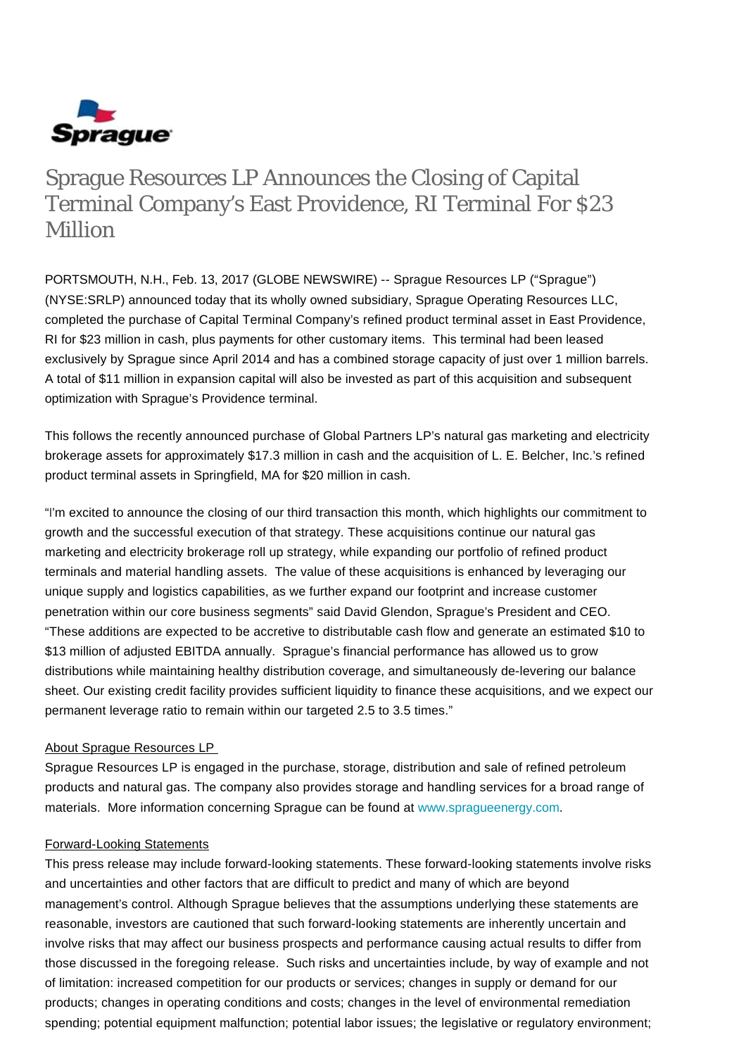# Sprague Resources LP Announces the Closing of Capital Terminal Company's East Providence, RI Terminal For $23 Million

PORTSMOUTH, N.H., Feb. 13, 2017 (GLOBE NEWSWIRE) -- Sprague Resources LP ("Sprague") (NYSE:SRLP) announced today that its wholly owned subsidiary, Sprague Operating Resources LLC, completed the purchase of Capital Terminal Company's refined product terminal asset in East Providence, RI for $23 million in cash, plus payments for other customary items. This terminal had been leased exclusively by Sprague since April 2014 and has a combined storage capacity of just over 1 million barrels. A total of $11 million in expansion capital will also be invested as part of this acquisition and subsequent optimization with Sprague's Providence terminal.

This follows the recently announced purchase of Global Partners LP's natural gas marketing and electricity brokerage assets for approximately $17.3 million in cash and the acquisition of L. E. Belcher, Inc.'s refined product terminal assets in Springfield, MA for $20 million in cash.

"I'm excited to announce the closing of our third transaction this month, which highlights our commitment to growth and the successful execution of that strategy. These acquisitions continue our natural gas marketing and electricity brokerage roll up strategy, while expanding our portfolio of refined product terminals and material handling assets. The value of these acquisitions is enhanced by leveraging our unique supply and logistics capabilities, as we further expand our footprint and increase customer penetration within our core business segments" said David Glendon, Sprague's President and CEO. "These additions are expected to be accretive to distributable cash flow and generate an estimated $10 to $13 million of adjusted EBITDA annually. Sprague's financial performance has allowed us to grow distributions while maintaining healthy distribution coverage, and simultaneously de-levering our balance sheet. Our existing credit facility provides sufficient liquidity to finance these acquisitions, and we expect our permanent leverage ratio to remain within our targeted 2.5 to 3.5 times."

## About Sprague Resources LP

Sprague Resources LP is engaged in the purchase, storage, distribution and sale of refined petroleum products and natural gas. The company also provides storage and handling services for a broad range of materials. More information concerning Sprague can be found at www.spragueenergy.com.

## Forward-Looking Statements

This press release may include forward-looking statements. These forward-looking statements involve risks and uncertainties and other factors that are difficult to predict and many of which are beyond management's control. Although Sprague believes that the assumptions underlying these statements are reasonable, investors are cautioned that such forward-looking statements are inherently uncertain and involve risks that may affect our business prospects and performance causing actual results to differ from those discussed in the foregoing release. Such risks and uncertainties include, by way of example and not of limitation: increased competition for our products or services; changes in supply or demand for our products; changes in operating conditions and costs; changes in the level of environmental remediation spending; potential equipment malfunction; potential labor issues; the legislative or regulatory environment;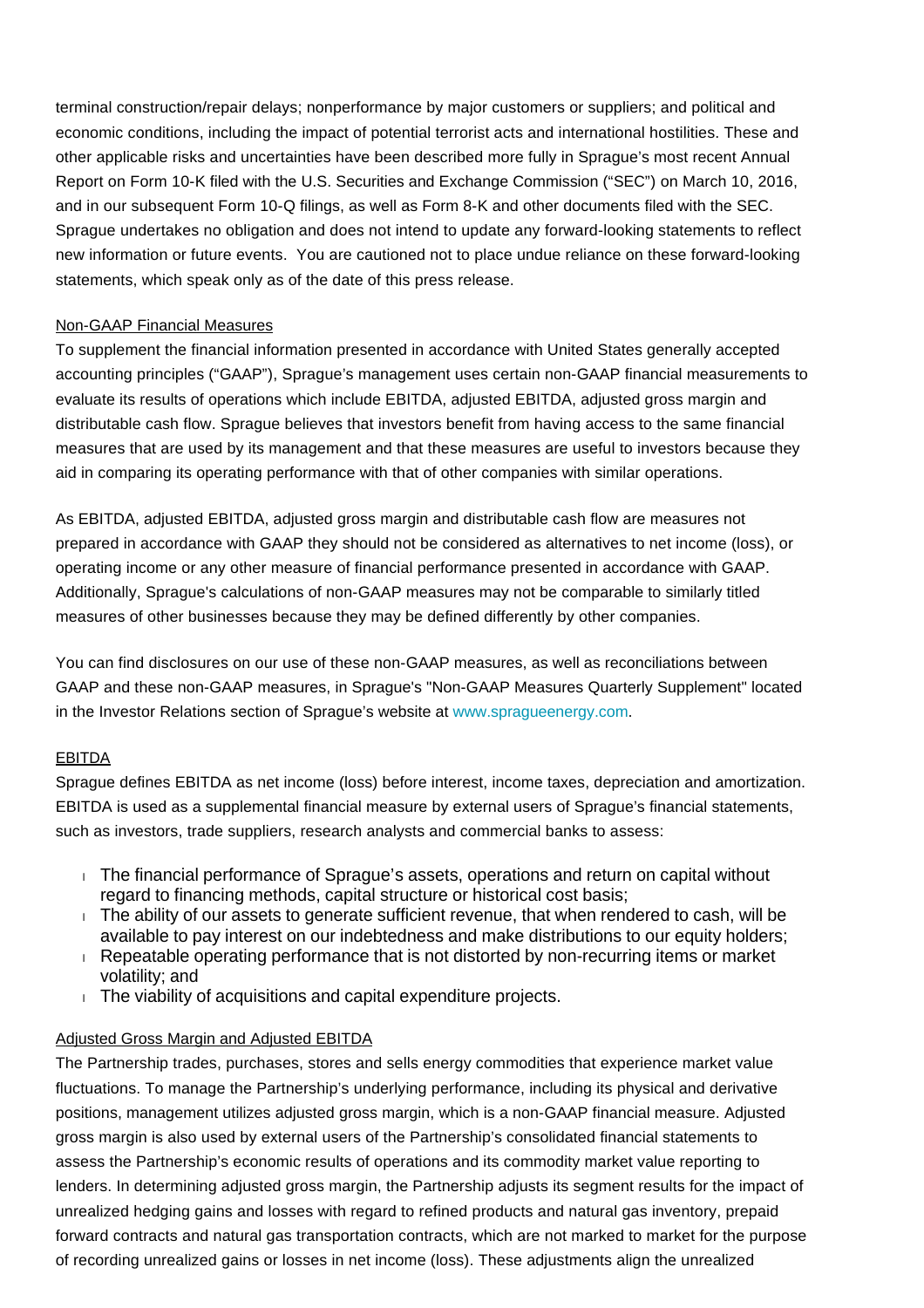terminal construction/repair delays; nonperformance by major customers or suppliers; and political and economic conditions, including the impact of potential terrorist acts and international hostilities. These and other applicable risks and uncertainties have been described more fully in Sprague's most recent Annual Report on Form 10-K filed with the U.S. Securities and Exchange Commission ("SEC") on March 10, 2016, and in our subsequent Form 10-Q filings, as well as Form 8-K and other documents filed with the SEC. Sprague undertakes no obligation and does not intend to update any forward-looking statements to reflect new information or future events. You are cautioned not to place undue reliance on these forward-looking statements, which speak only as of the date of this press release.

Non-GAAP Financial Measures

To supplement the financial information presented in accordance with United States generally accepted accounting principles ("GAAP"), Sprague's management uses certain non-GAAP financial measurements to evaluate its results of operations which include EBITDA, adjusted EBITDA, adjusted gross margin and distributable cash flow. Sprague believes that investors benefit from having access to the same financial measures that are used by its management and that these measures are useful to investors because they aid in comparing its operating performance with that of other companies with similar operations.

As EBITDA, adjusted EBITDA, adjusted gross margin and distributable cash flow are measures not prepared in accordance with GAAP they should not be considered as alternatives to net income (loss), or operating income or any other measure of financial performance presented in accordance with GAAP. Additionally, Sprague's calculations of non-GAAP measures may not be comparable to similarly titled measures of other businesses because they may be defined differently by other companies.

You can find disclosures on our use of these non-GAAP measures, as well as reconciliations between GAAP and these non-GAAP measures, in Sprague's "Non-GAAP Measures Quarterly Supplement" located in the Investor Relations section of Sprague's website at www.spragueenergy.com.

EBITDA

Sprague defines EBITDA as net income (loss) before interest, income taxes, depreciation and amortization. EBITDA is used as a supplemental financial measure by external users of Sprague's financial statements, such as investors, trade suppliers, research analysts and commercial banks to assess:

- The financial performance of Sprague's assets, operations and return on capital without regard to financing methods, capital structure or historical cost basis;
- The ability of our assets to generate sufficient revenue, that when rendered to cash, will be available to pay interest on our indebtedness and make distributions to our equity holders;
- Repeatable operating performance that is not distorted by non-recurring items or market volatility; and
- The viability of acquisitions and capital expenditure projects.

Adjusted Gross Margin and Adjusted EBITDA

The Partnership trades, purchases, stores and sells energy commodities that experience market value fluctuations. To manage the Partnership's underlying performance, including its physical and derivative positions, management utilizes adjusted gross margin, which is a non-GAAP financial measure. Adjusted gross margin is also used by external users of the Partnership's consolidated financial statements to assess the Partnership's economic results of operations and its commodity market value reporting to lenders. In determining adjusted gross margin, the Partnership adjusts its segment results for the impact of unrealized hedging gains and losses with regard to refined products and natural gas inventory, prepaid forward contracts and natural gas transportation contracts, which are not marked to market for the purpose of recording unrealized gains or losses in net income (loss). These adjustments align the unrealized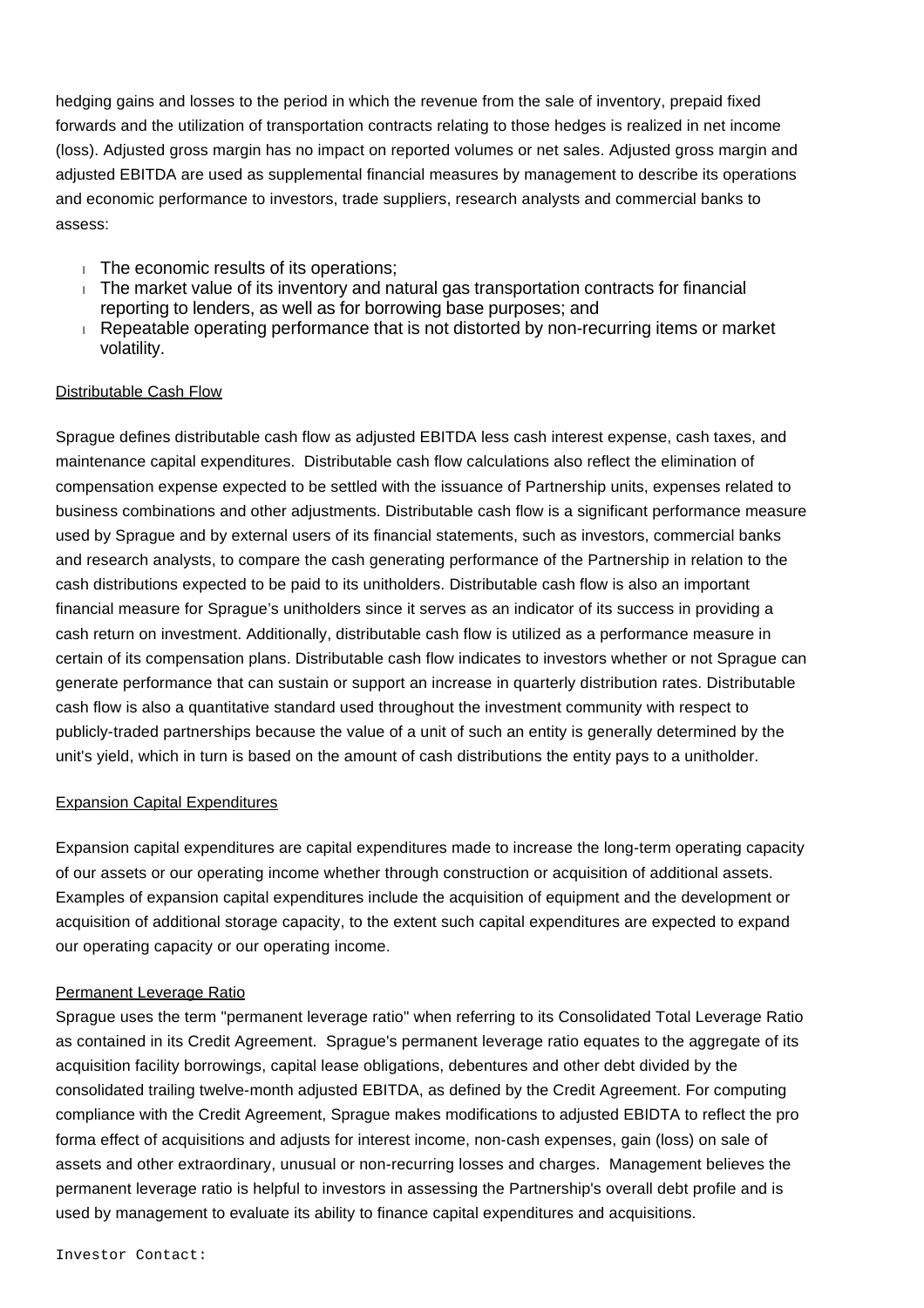hedging gains and losses to the period in which the revenue from the sale of inventory, prepaid fixed forwards and the utilization of transportation contracts relating to those hedges is realized in net income (loss). Adjusted gross margin has no impact on reported volumes or net sales. Adjusted gross margin and adjusted EBITDA are used as supplemental financial measures by management to describe its operations and economic performance to investors, trade suppliers, research analysts and commercial banks to assess:

- The economic results of its operations;
- The market value of its inventory and natural gas transportation contracts for financial reporting to lenders, as well as for borrowing base purposes; and
- Repeatable operating performance that is not distorted by non-recurring items or market volatility.

Distributable Cash Flow

Sprague defines distributable cash flow as adjusted EBITDA less cash interest expense, cash taxes, and maintenance capital expenditures. Distributable cash flow calculations also reflect the elimination of compensation expense expected to be settled with the issuance of Partnership units, expenses related to business combinations and other adjustments. Distributable cash flow is a significant performance measure used by Sprague and by external users of its financial statements, such as investors, commercial banks and research analysts, to compare the cash generating performance of the Partnership in relation to the cash distributions expected to be paid to its unitholders. Distributable cash flow is also an important financial measure for Sprague's unitholders since it serves as an indicator of its success in providing a cash return on investment. Additionally, distributable cash flow is utilized as a performance measure in certain of its compensation plans. Distributable cash flow indicates to investors whether or not Sprague can generate performance that can sustain or support an increase in quarterly distribution rates. Distributable cash flow is also a quantitative standard used throughout the investment community with respect to publicly-traded partnerships because the value of a unit of such an entity is generally determined by the unit's yield, which in turn is based on the amount of cash distributions the entity pays to a unitholder.

Expansion Capital Expenditures

Expansion capital expenditures are capital expenditures made to increase the long-term operating capacity of our assets or our operating income whether through construction or acquisition of additional assets. Examples of expansion capital expenditures include the acquisition of equipment and the development or acquisition of additional storage capacity, to the extent such capital expenditures are expected to expand our operating capacity or our operating income.

Permanent Leverage Ratio

Sprague uses the term "permanent leverage ratio" when referring to its Consolidated Total Leverage Ratio as contained in its Credit Agreement. Sprague's permanent leverage ratio equates to the aggregate of its acquisition facility borrowings, capital lease obligations, debentures and other debt divided by the consolidated trailing twelve-month adjusted EBITDA, as defined by the Credit Agreement. For computing compliance with the Credit Agreement, Sprague makes modifications to adjusted EBIDTA to reflect the pro forma effect of acquisitions and adjusts for interest income, non-cash expenses, gain (loss) on sale of assets and other extraordinary, unusual or non-recurring losses and charges. Management believes the permanent leverage ratio is helpful to investors in assessing the Partnership's overall debt profile and is used by management to evaluate its ability to finance capital expenditures and acquisitions.

Investor Contact: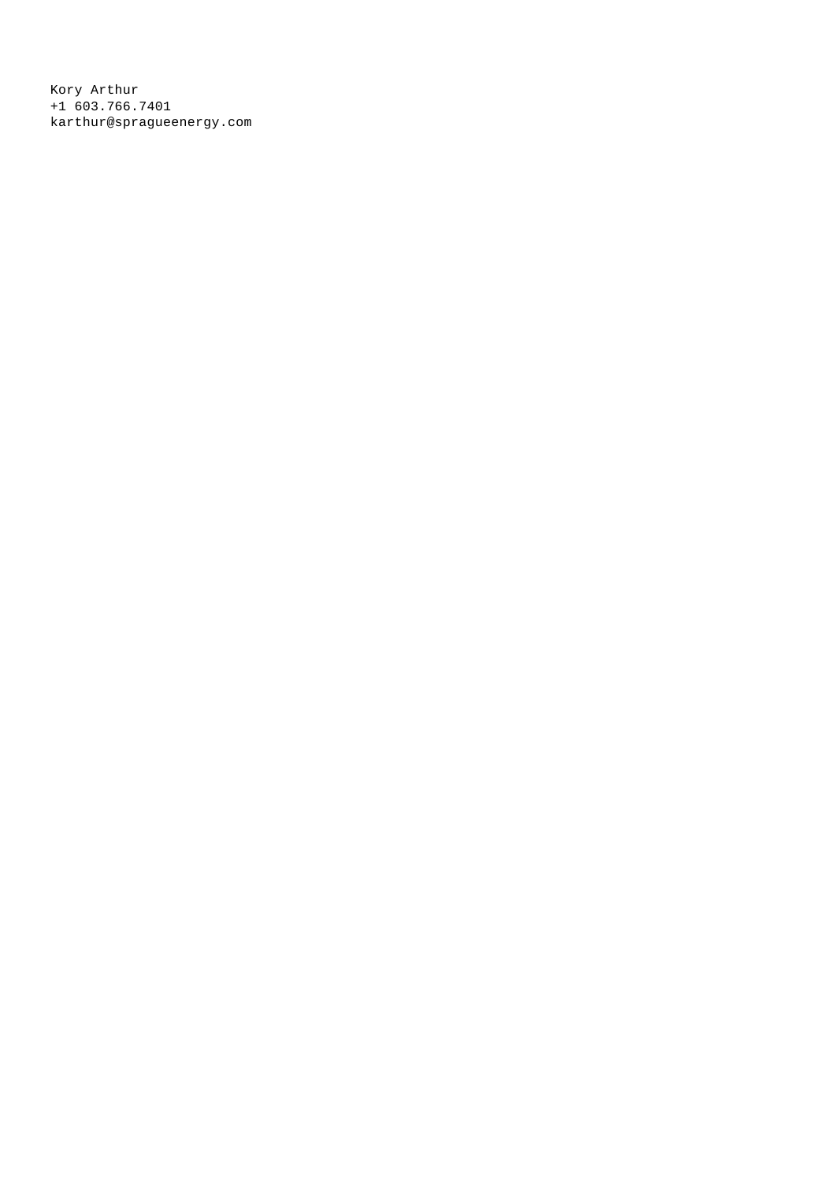Kory Arthur
+1 603.766.7401
karthur@spragueenergy.com